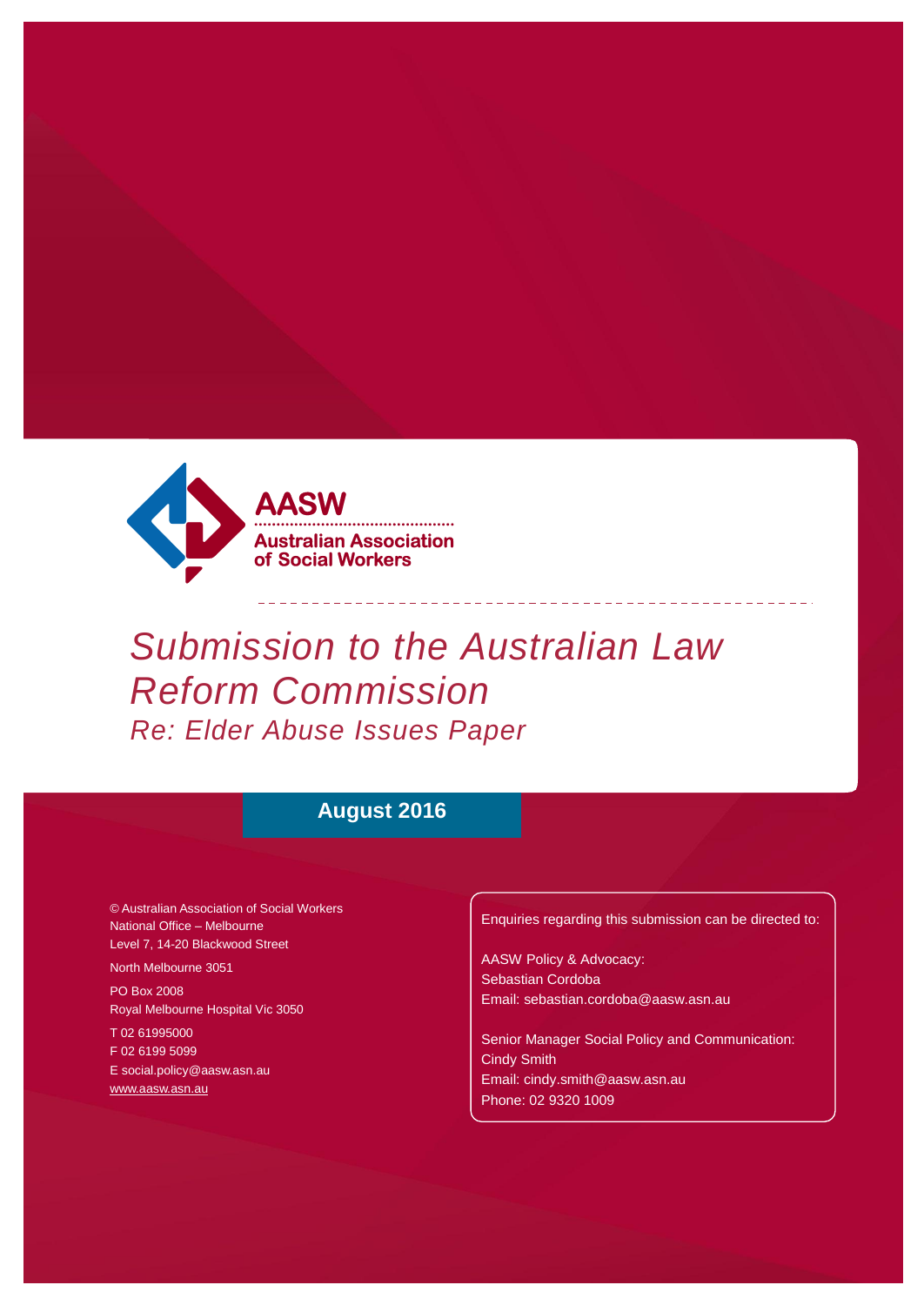AASW

Australian Association of Social Workers

# Submission to the Australian Law Reform Commission

## Re: Elder Abuse Issues Paper

**August 2016**

© Australian Association of Social Workers
National Office – Melbourne
Level 7, 14-20 Blackwood Street
North Melbourne 3051
PO Box 2008
Royal Melbourne Hospital Vic 3050
T 02 61995000
F 02 6199 5099
E social.policy@aasw.asn.au
www.aasw.asn.au

Enquiries regarding this submission can be directed to:

AASW Policy & Advocacy:
Sebastian Cordoba
Email: sebastian.cordoba@aasw.asn.au

Senior Manager Social Policy and Communication:
Cindy Smith
Email: cindy.smith@aasw.asn.au
Phone: 02 9320 1009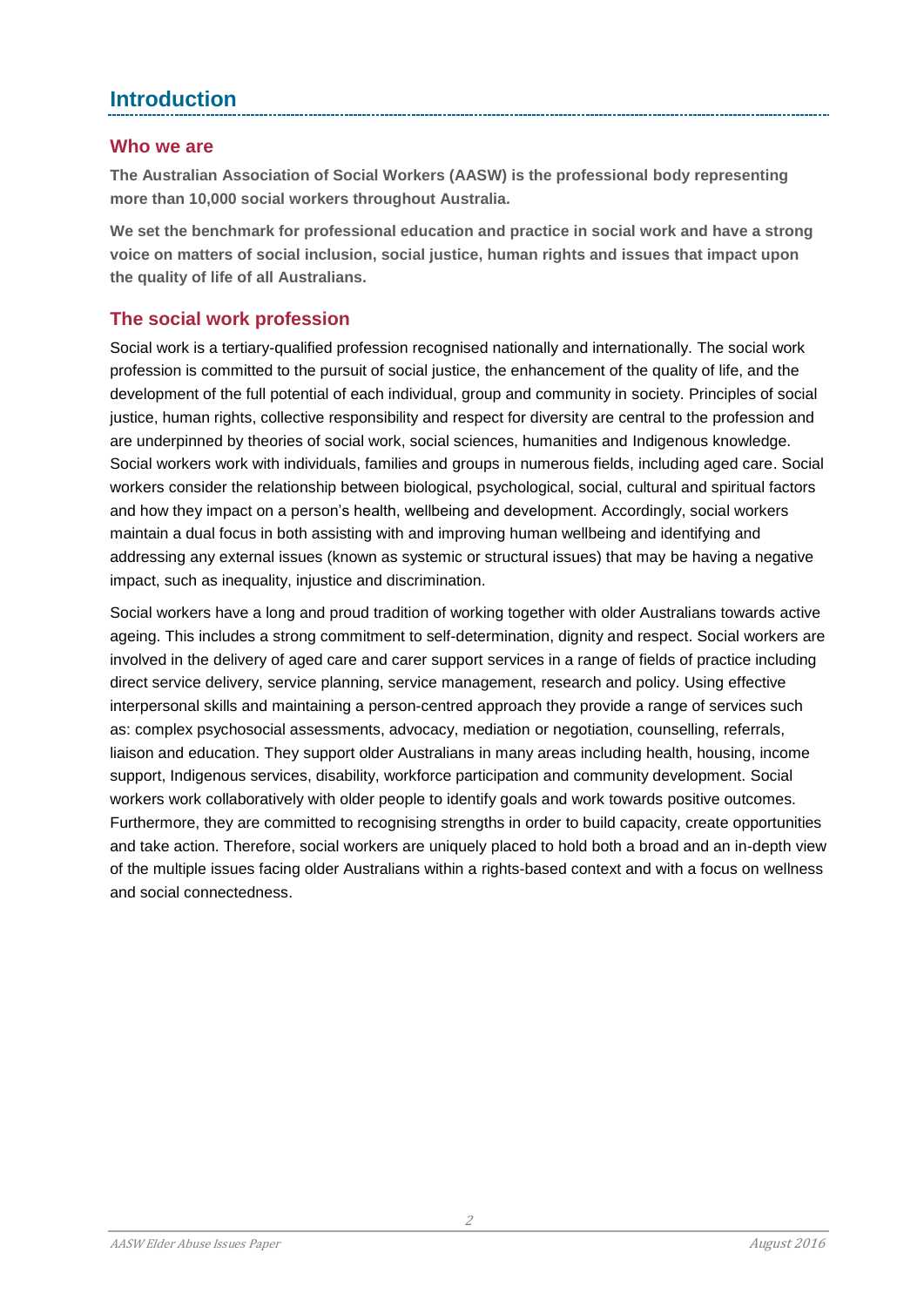# Introduction

## Who we are

**The Australian Association of Social Workers (AASW) is the professional body representing more than 10,000 social workers throughout Australia.**

**We set the benchmark for professional education and practice in social work and have a strong voice on matters of social inclusion, social justice, human rights and issues that impact upon the quality of life of all Australians.**

## The social work profession

Social work is a tertiary-qualified profession recognised nationally and internationally. The social work profession is committed to the pursuit of social justice, the enhancement of the quality of life, and the development of the full potential of each individual, group and community in society. Principles of social justice, human rights, collective responsibility and respect for diversity are central to the profession and are underpinned by theories of social work, social sciences, humanities and Indigenous knowledge. Social workers work with individuals, families and groups in numerous fields, including aged care. Social workers consider the relationship between biological, psychological, social, cultural and spiritual factors and how they impact on a person's health, wellbeing and development. Accordingly, social workers maintain a dual focus in both assisting with and improving human wellbeing and identifying and addressing any external issues (known as systemic or structural issues) that may be having a negative impact, such as inequality, injustice and discrimination.

Social workers have a long and proud tradition of working together with older Australians towards active ageing. This includes a strong commitment to self-determination, dignity and respect. Social workers are involved in the delivery of aged care and carer support services in a range of fields of practice including direct service delivery, service planning, service management, research and policy. Using effective interpersonal skills and maintaining a person-centred approach they provide a range of services such as: complex psychosocial assessments, advocacy, mediation or negotiation, counselling, referrals, liaison and education. They support older Australians in many areas including health, housing, income support, Indigenous services, disability, workforce participation and community development. Social workers work collaboratively with older people to identify goals and work towards positive outcomes. Furthermore, they are committed to recognising strengths in order to build capacity, create opportunities and take action. Therefore, social workers are uniquely placed to hold both a broad and an in-depth view of the multiple issues facing older Australians within a rights-based context and with a focus on wellness and social connectedness.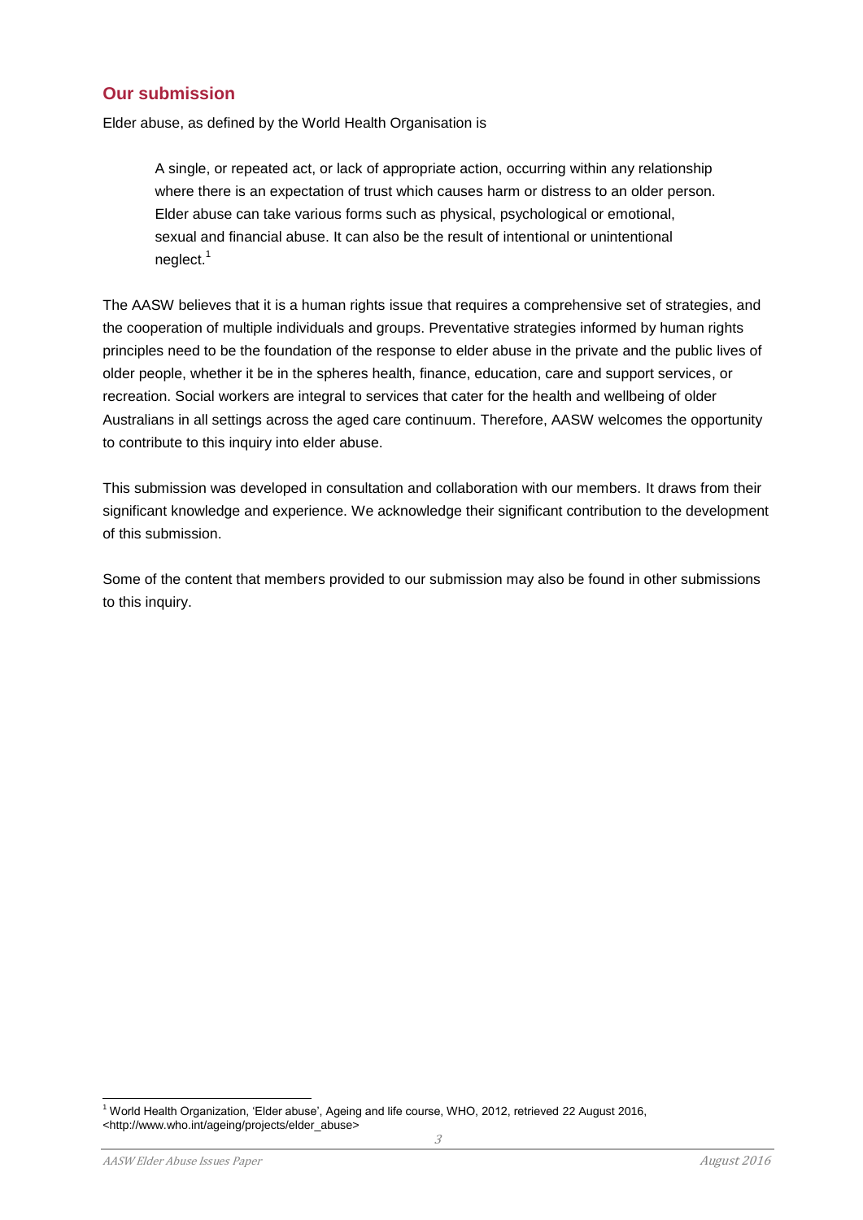## Our submission

Elder abuse, as defined by the World Health Organisation is

> A single, or repeated act, or lack of appropriate action, occurring within any relationship where there is an expectation of trust which causes harm or distress to an older person. Elder abuse can take various forms such as physical, psychological or emotional, sexual and financial abuse. It can also be the result of intentional or unintentional neglect.[1]

The AASW believes that it is a human rights issue that requires a comprehensive set of strategies, and the cooperation of multiple individuals and groups. Preventative strategies informed by human rights principles need to be the foundation of the response to elder abuse in the private and the public lives of older people, whether it be in the spheres health, finance, education, care and support services, or recreation. Social workers are integral to services that cater for the health and wellbeing of older Australians in all settings across the aged care continuum. Therefore, AASW welcomes the opportunity to contribute to this inquiry into elder abuse.

This submission was developed in consultation and collaboration with our members. It draws from their significant knowledge and experience. We acknowledge their significant contribution to the development of this submission.

Some of the content that members provided to our submission may also be found in other submissions to this inquiry.

---

[1] World Health Organization, 'Elder abuse', Ageing and life course, WHO, 2012, retrieved 22 August 2016, <http://www.who.int/ageing/projects/elder_abuse>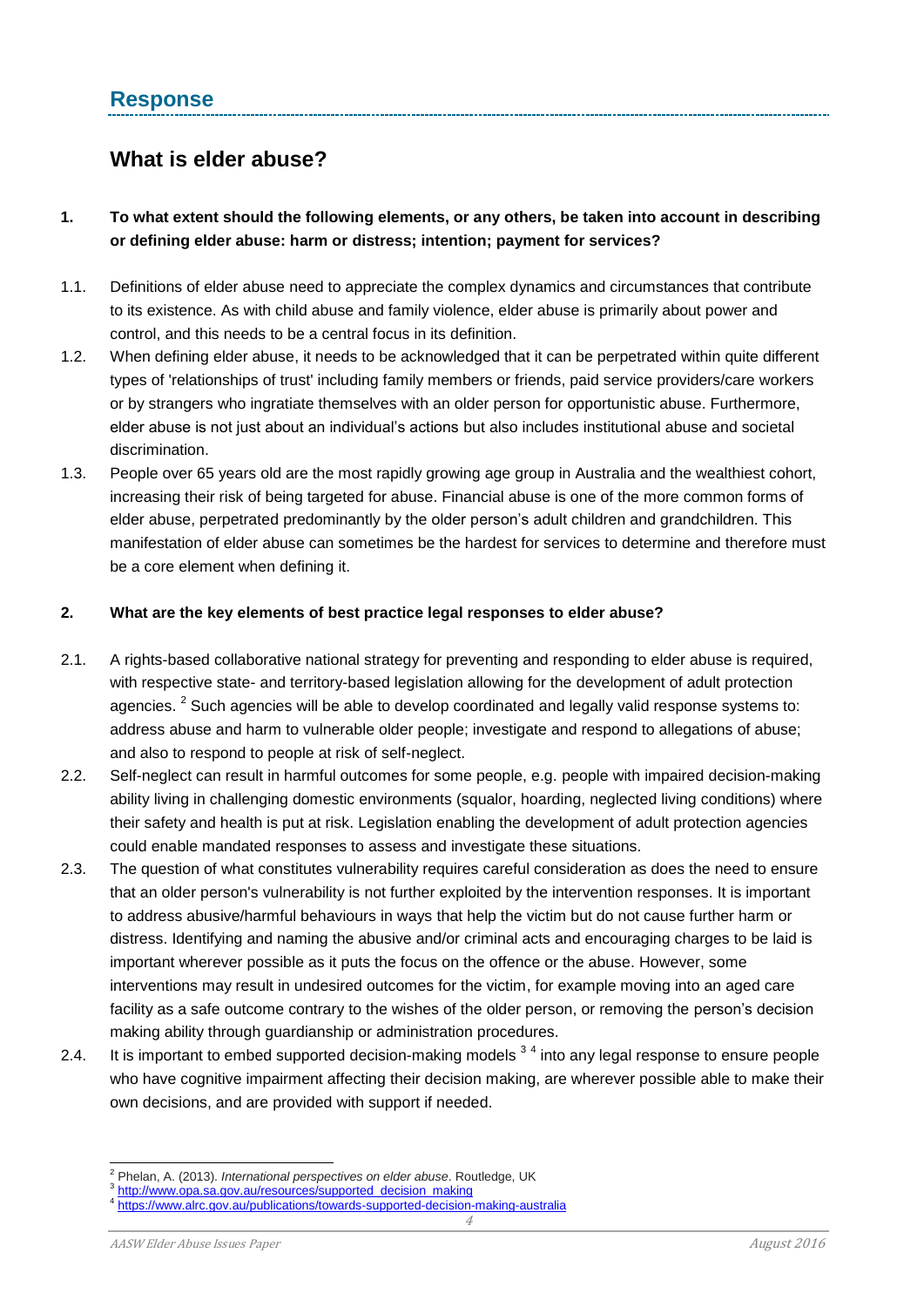## Response

## What is elder abuse?

**1. To what extent should the following elements, or any others, be taken into account in describing or defining elder abuse: harm or distress; intention; payment for services?**

1.1. Definitions of elder abuse need to appreciate the complex dynamics and circumstances that contribute to its existence. As with child abuse and family violence, elder abuse is primarily about power and control, and this needs to be a central focus in its definition.

1.2. When defining elder abuse, it needs to be acknowledged that it can be perpetrated within quite different types of 'relationships of trust' including family members or friends, paid service providers/care workers or by strangers who ingratiate themselves with an older person for opportunistic abuse. Furthermore, elder abuse is not just about an individual's actions but also includes institutional abuse and societal discrimination.

1.3. People over 65 years old are the most rapidly growing age group in Australia and the wealthiest cohort, increasing their risk of being targeted for abuse. Financial abuse is one of the more common forms of elder abuse, perpetrated predominantly by the older person's adult children and grandchildren. This manifestation of elder abuse can sometimes be the hardest for services to determine and therefore must be a core element when defining it.

**2. What are the key elements of best practice legal responses to elder abuse?**

2.1. A rights-based collaborative national strategy for preventing and responding to elder abuse is required, with respective state- and territory-based legislation allowing for the development of adult protection agencies. [2] Such agencies will be able to develop coordinated and legally valid response systems to: address abuse and harm to vulnerable older people; investigate and respond to allegations of abuse; and also to respond to people at risk of self-neglect.

2.2. Self-neglect can result in harmful outcomes for some people, e.g. people with impaired decision-making ability living in challenging domestic environments (squalor, hoarding, neglected living conditions) where their safety and health is put at risk. Legislation enabling the development of adult protection agencies could enable mandated responses to assess and investigate these situations.

2.3. The question of what constitutes vulnerability requires careful consideration as does the need to ensure that an older person's vulnerability is not further exploited by the intervention responses. It is important to address abusive/harmful behaviours in ways that help the victim but do not cause further harm or distress. Identifying and naming the abusive and/or criminal acts and encouraging charges to be laid is important wherever possible as it puts the focus on the offence or the abuse. However, some interventions may result in undesired outcomes for the victim, for example moving into an aged care facility as a safe outcome contrary to the wishes of the older person, or removing the person's decision making ability through guardianship or administration procedures.

2.4. It is important to embed supported decision-making models [3] [4] into any legal response to ensure people who have cognitive impairment affecting their decision making, are wherever possible able to make their own decisions, and are provided with support if needed.

---

[2] Phelan, A. (2013). *International perspectives on elder abuse*. Routledge, UK

[3] http://www.opa.sa.gov.au/resources/supported_decision_making

[4] https://www.alrc.gov.au/publications/towards-supported-decision-making-australia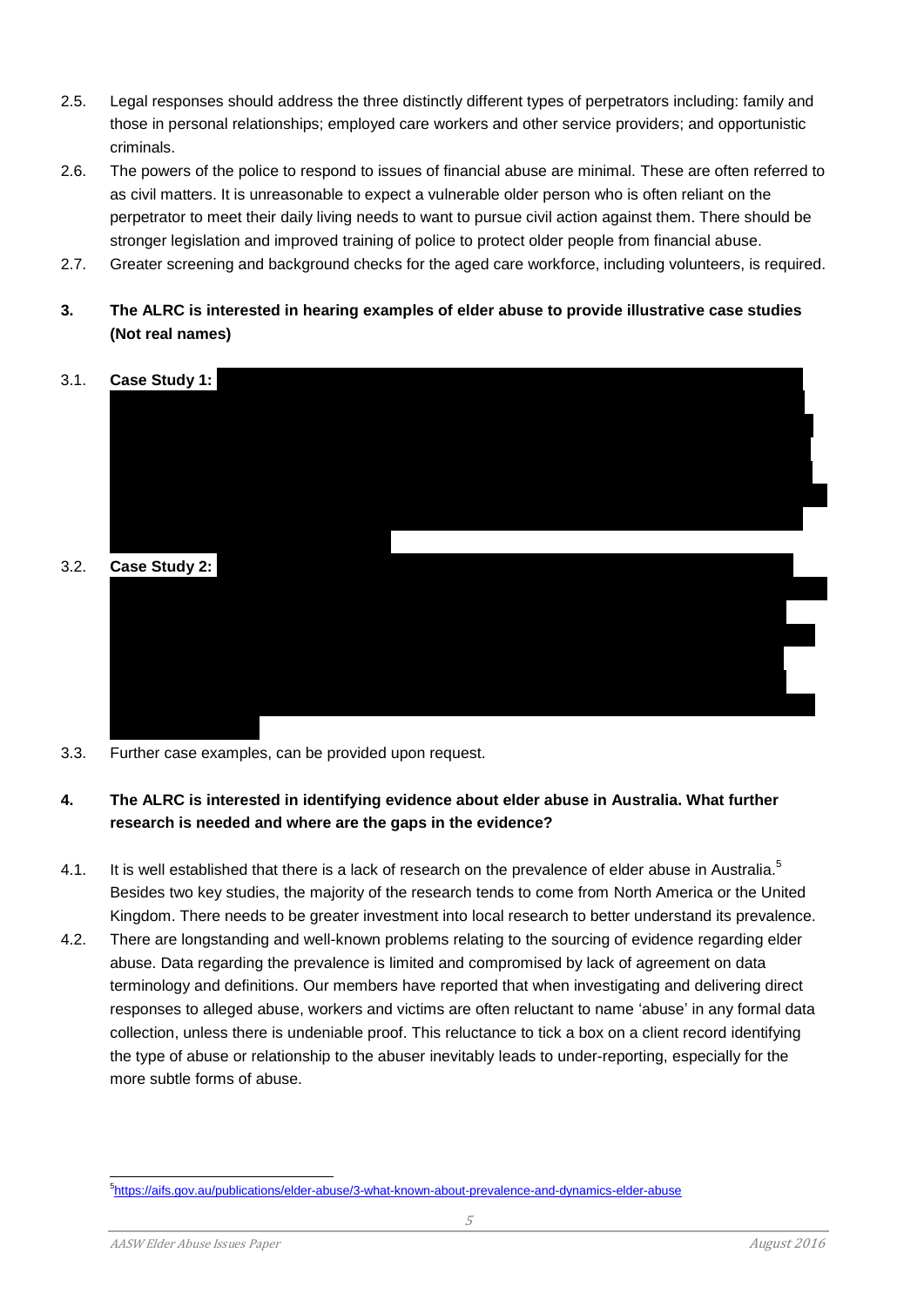2.5. Legal responses should address the three distinctly different types of perpetrators including: family and those in personal relationships; employed care workers and other service providers; and opportunistic criminals.

2.6. The powers of the police to respond to issues of financial abuse are minimal. These are often referred to as civil matters. It is unreasonable to expect a vulnerable older person who is often reliant on the perpetrator to meet their daily living needs to want to pursue civil action against them. There should be stronger legislation and improved training of police to protect older people from financial abuse.

2.7. Greater screening and background checks for the aged care workforce, including volunteers, is required.

**3. The ALRC is interested in hearing examples of elder abuse to provide illustrative case studies (Not real names)**

3.1. **Case Study 1:**

3.2. **Case Study 2:**

3.3. Further case examples, can be provided upon request.

**4. The ALRC is interested in identifying evidence about elder abuse in Australia. What further research is needed and where are the gaps in the evidence?**

4.1. It is well established that there is a lack of research on the prevalence of elder abuse in Australia.[5] Besides two key studies, the majority of the research tends to come from North America or the United Kingdom. There needs to be greater investment into local research to better understand its prevalence.

4.2. There are longstanding and well-known problems relating to the sourcing of evidence regarding elder abuse. Data regarding the prevalence is limited and compromised by lack of agreement on data terminology and definitions. Our members have reported that when investigating and delivering direct responses to alleged abuse, workers and victims are often reluctant to name 'abuse' in any formal data collection, unless there is undeniable proof. This reluctance to tick a box on a client record identifying the type of abuse or relationship to the abuser inevitably leads to under-reporting, especially for the more subtle forms of abuse.

[5] https://aifs.gov.au/publications/elder-abuse/3-what-known-about-prevalence-and-dynamics-elder-abuse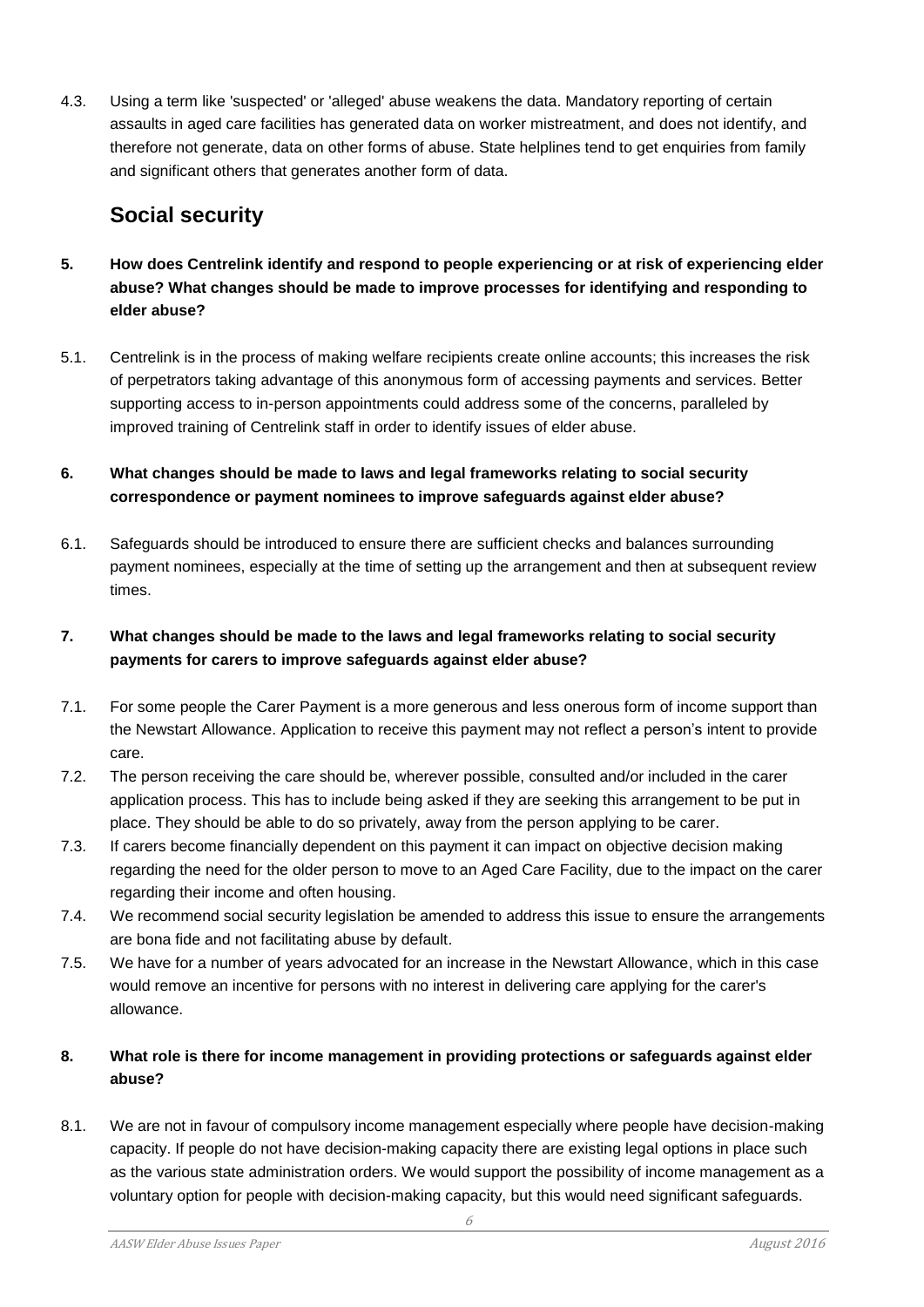4.3. Using a term like 'suspected' or 'alleged' abuse weakens the data. Mandatory reporting of certain assaults in aged care facilities has generated data on worker mistreatment, and does not identify, and therefore not generate, data on other forms of abuse. State helplines tend to get enquiries from family and significant others that generates another form of data.

## Social security

**5. How does Centrelink identify and respond to people experiencing or at risk of experiencing elder abuse? What changes should be made to improve processes for identifying and responding to elder abuse?**

5.1. Centrelink is in the process of making welfare recipients create online accounts; this increases the risk of perpetrators taking advantage of this anonymous form of accessing payments and services. Better supporting access to in-person appointments could address some of the concerns, paralleled by improved training of Centrelink staff in order to identify issues of elder abuse.

**6. What changes should be made to laws and legal frameworks relating to social security correspondence or payment nominees to improve safeguards against elder abuse?**

6.1. Safeguards should be introduced to ensure there are sufficient checks and balances surrounding payment nominees, especially at the time of setting up the arrangement and then at subsequent review times.

**7. What changes should be made to the laws and legal frameworks relating to social security payments for carers to improve safeguards against elder abuse?**

7.1. For some people the Carer Payment is a more generous and less onerous form of income support than the Newstart Allowance. Application to receive this payment may not reflect a person's intent to provide care.

7.2. The person receiving the care should be, wherever possible, consulted and/or included in the carer application process. This has to include being asked if they are seeking this arrangement to be put in place. They should be able to do so privately, away from the person applying to be carer.

7.3. If carers become financially dependent on this payment it can impact on objective decision making regarding the need for the older person to move to an Aged Care Facility, due to the impact on the carer regarding their income and often housing.

7.4. We recommend social security legislation be amended to address this issue to ensure the arrangements are bona fide and not facilitating abuse by default.

7.5. We have for a number of years advocated for an increase in the Newstart Allowance, which in this case would remove an incentive for persons with no interest in delivering care applying for the carer's allowance.

**8. What role is there for income management in providing protections or safeguards against elder abuse?**

8.1. We are not in favour of compulsory income management especially where people have decision-making capacity. If people do not have decision-making capacity there are existing legal options in place such as the various state administration orders. We would support the possibility of income management as a voluntary option for people with decision-making capacity, but this would need significant safeguards.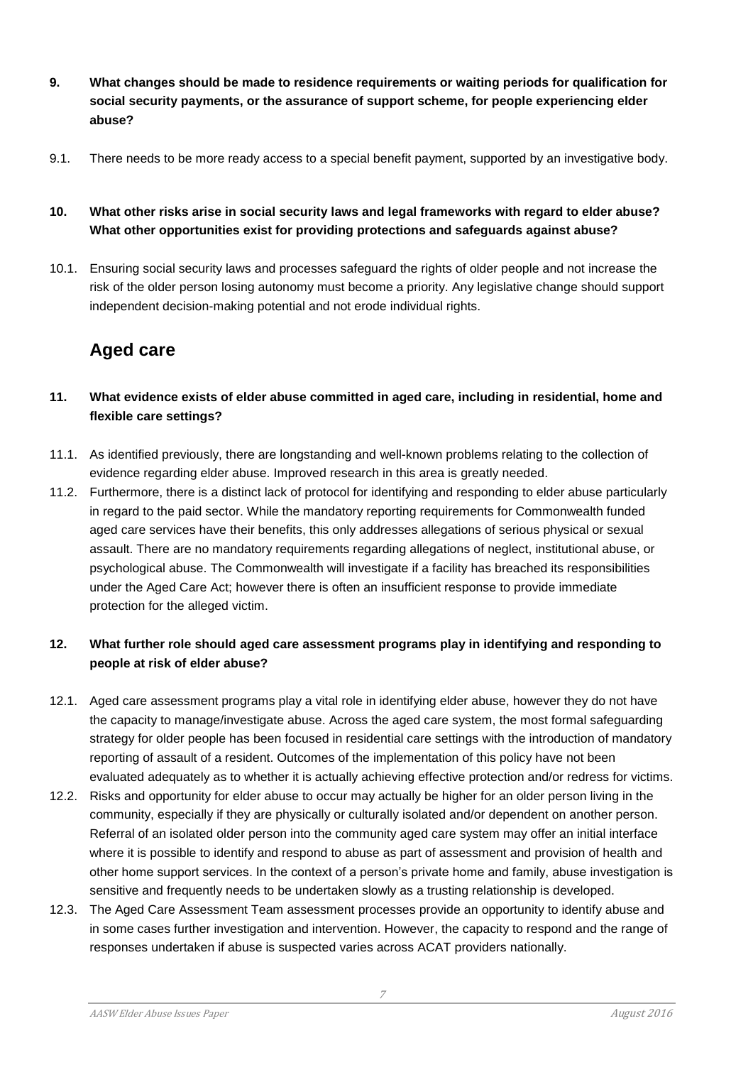**9. What changes should be made to residence requirements or waiting periods for qualification for social security payments, or the assurance of support scheme, for people experiencing elder abuse?**

9.1. There needs to be more ready access to a special benefit payment, supported by an investigative body.

**10. What other risks arise in social security laws and legal frameworks with regard to elder abuse? What other opportunities exist for providing protections and safeguards against abuse?**

10.1. Ensuring social security laws and processes safeguard the rights of older people and not increase the risk of the older person losing autonomy must become a priority. Any legislative change should support independent decision-making potential and not erode individual rights.

## Aged care

**11. What evidence exists of elder abuse committed in aged care, including in residential, home and flexible care settings?**

11.1. As identified previously, there are longstanding and well-known problems relating to the collection of evidence regarding elder abuse. Improved research in this area is greatly needed.

11.2. Furthermore, there is a distinct lack of protocol for identifying and responding to elder abuse particularly in regard to the paid sector. While the mandatory reporting requirements for Commonwealth funded aged care services have their benefits, this only addresses allegations of serious physical or sexual assault. There are no mandatory requirements regarding allegations of neglect, institutional abuse, or psychological abuse. The Commonwealth will investigate if a facility has breached its responsibilities under the Aged Care Act; however there is often an insufficient response to provide immediate protection for the alleged victim.

**12. What further role should aged care assessment programs play in identifying and responding to people at risk of elder abuse?**

12.1. Aged care assessment programs play a vital role in identifying elder abuse, however they do not have the capacity to manage/investigate abuse. Across the aged care system, the most formal safeguarding strategy for older people has been focused in residential care settings with the introduction of mandatory reporting of assault of a resident. Outcomes of the implementation of this policy have not been evaluated adequately as to whether it is actually achieving effective protection and/or redress for victims.

12.2. Risks and opportunity for elder abuse to occur may actually be higher for an older person living in the community, especially if they are physically or culturally isolated and/or dependent on another person. Referral of an isolated older person into the community aged care system may offer an initial interface where it is possible to identify and respond to abuse as part of assessment and provision of health and other home support services. In the context of a person's private home and family, abuse investigation is sensitive and frequently needs to be undertaken slowly as a trusting relationship is developed.

12.3. The Aged Care Assessment Team assessment processes provide an opportunity to identify abuse and in some cases further investigation and intervention. However, the capacity to respond and the range of responses undertaken if abuse is suspected varies across ACAT providers nationally.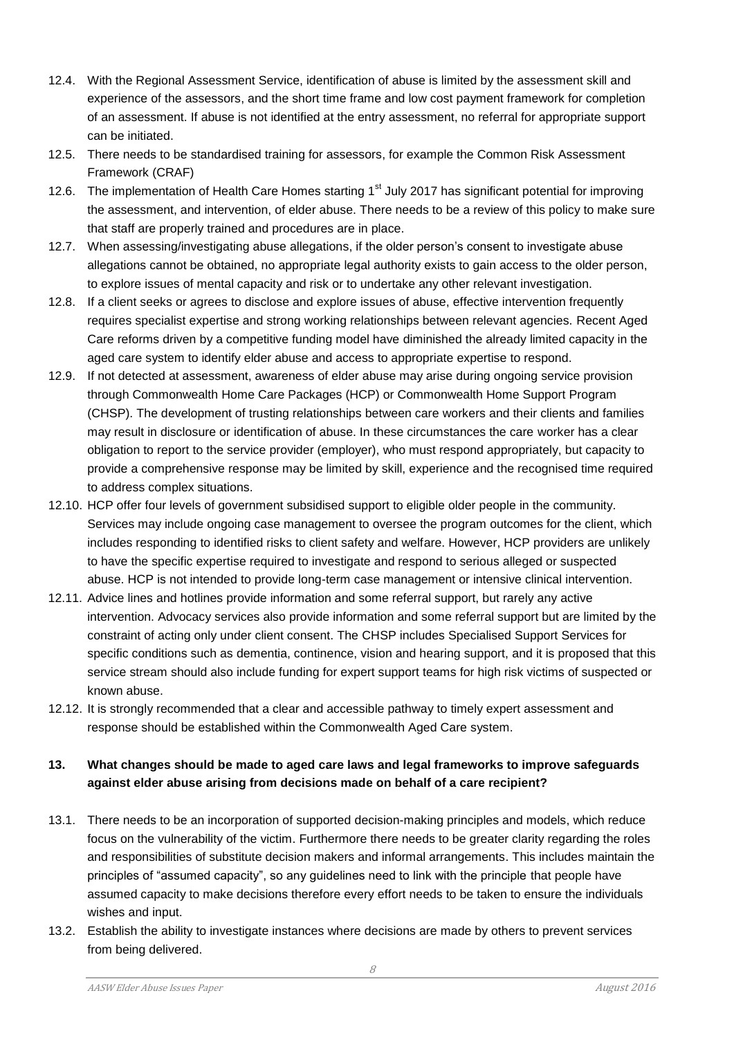12.4. With the Regional Assessment Service, identification of abuse is limited by the assessment skill and experience of the assessors, and the short time frame and low cost payment framework for completion of an assessment. If abuse is not identified at the entry assessment, no referral for appropriate support can be initiated.

12.5. There needs to be standardised training for assessors, for example the Common Risk Assessment Framework (CRAF)

12.6. The implementation of Health Care Homes starting 1st July 2017 has significant potential for improving the assessment, and intervention, of elder abuse. There needs to be a review of this policy to make sure that staff are properly trained and procedures are in place.

12.7. When assessing/investigating abuse allegations, if the older person's consent to investigate abuse allegations cannot be obtained, no appropriate legal authority exists to gain access to the older person, to explore issues of mental capacity and risk or to undertake any other relevant investigation.

12.8. If a client seeks or agrees to disclose and explore issues of abuse, effective intervention frequently requires specialist expertise and strong working relationships between relevant agencies. Recent Aged Care reforms driven by a competitive funding model have diminished the already limited capacity in the aged care system to identify elder abuse and access to appropriate expertise to respond.

12.9. If not detected at assessment, awareness of elder abuse may arise during ongoing service provision through Commonwealth Home Care Packages (HCP) or Commonwealth Home Support Program (CHSP). The development of trusting relationships between care workers and their clients and families may result in disclosure or identification of abuse. In these circumstances the care worker has a clear obligation to report to the service provider (employer), who must respond appropriately, but capacity to provide a comprehensive response may be limited by skill, experience and the recognised time required to address complex situations.

12.10. HCP offer four levels of government subsidised support to eligible older people in the community. Services may include ongoing case management to oversee the program outcomes for the client, which includes responding to identified risks to client safety and welfare. However, HCP providers are unlikely to have the specific expertise required to investigate and respond to serious alleged or suspected abuse. HCP is not intended to provide long-term case management or intensive clinical intervention.

12.11. Advice lines and hotlines provide information and some referral support, but rarely any active intervention. Advocacy services also provide information and some referral support but are limited by the constraint of acting only under client consent. The CHSP includes Specialised Support Services for specific conditions such as dementia, continence, vision and hearing support, and it is proposed that this service stream should also include funding for expert support teams for high risk victims of suspected or known abuse.

12.12. It is strongly recommended that a clear and accessible pathway to timely expert assessment and response should be established within the Commonwealth Aged Care system.

**13. What changes should be made to aged care laws and legal frameworks to improve safeguards against elder abuse arising from decisions made on behalf of a care recipient?**

13.1. There needs to be an incorporation of supported decision-making principles and models, which reduce focus on the vulnerability of the victim. Furthermore there needs to be greater clarity regarding the roles and responsibilities of substitute decision makers and informal arrangements. This includes maintain the principles of "assumed capacity", so any guidelines need to link with the principle that people have assumed capacity to make decisions therefore every effort needs to be taken to ensure the individuals wishes and input.

13.2. Establish the ability to investigate instances where decisions are made by others to prevent services from being delivered.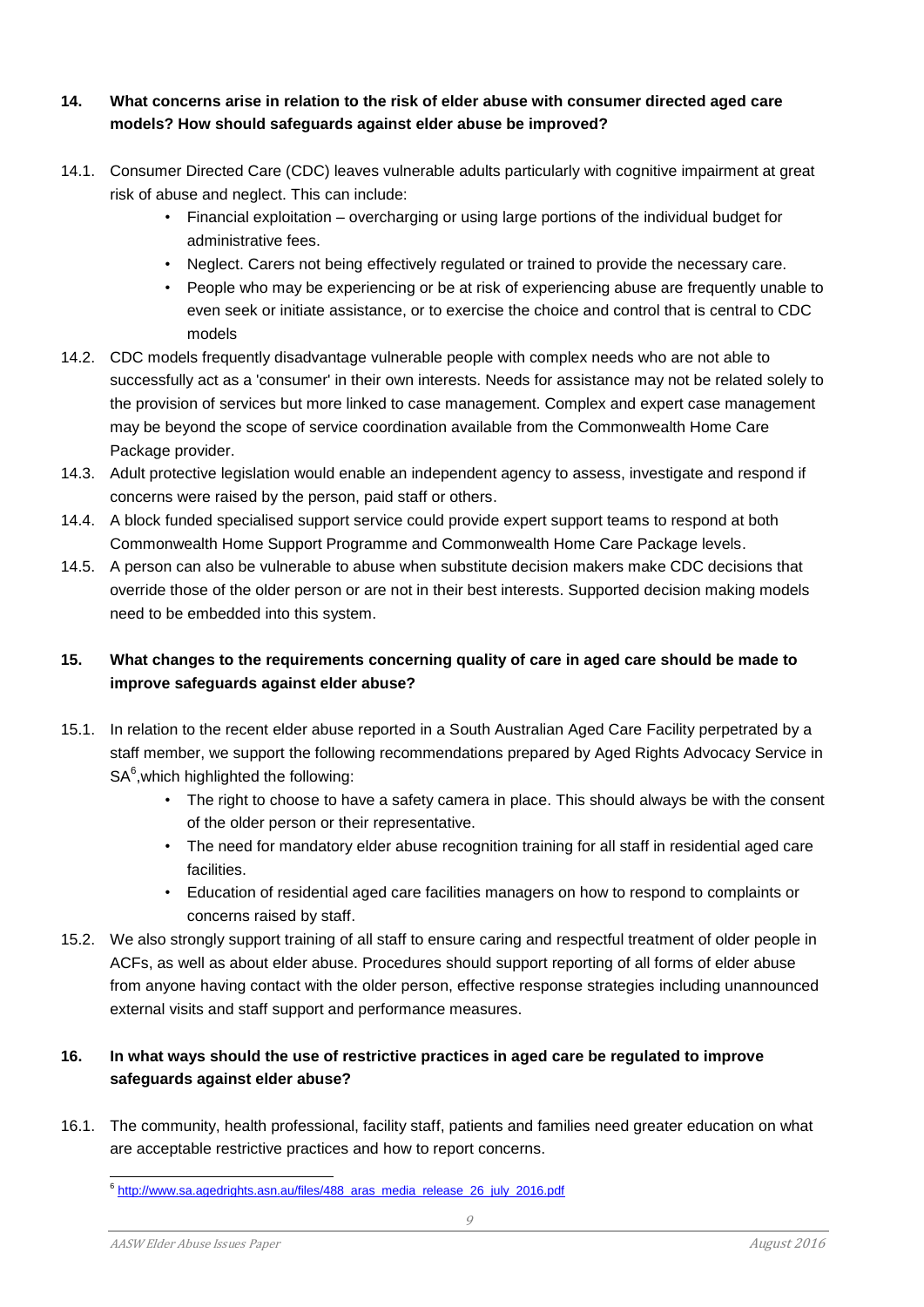**14. What concerns arise in relation to the risk of elder abuse with consumer directed aged care models? How should safeguards against elder abuse be improved?**

14.1. Consumer Directed Care (CDC) leaves vulnerable adults particularly with cognitive impairment at great risk of abuse and neglect. This can include:

- Financial exploitation – overcharging or using large portions of the individual budget for administrative fees.
- Neglect. Carers not being effectively regulated or trained to provide the necessary care.
- People who may be experiencing or be at risk of experiencing abuse are frequently unable to even seek or initiate assistance, or to exercise the choice and control that is central to CDC models

14.2. CDC models frequently disadvantage vulnerable people with complex needs who are not able to successfully act as a 'consumer' in their own interests. Needs for assistance may not be related solely to the provision of services but more linked to case management. Complex and expert case management may be beyond the scope of service coordination available from the Commonwealth Home Care Package provider.

14.3. Adult protective legislation would enable an independent agency to assess, investigate and respond if concerns were raised by the person, paid staff or others.

14.4. A block funded specialised support service could provide expert support teams to respond at both Commonwealth Home Support Programme and Commonwealth Home Care Package levels.

14.5. A person can also be vulnerable to abuse when substitute decision makers make CDC decisions that override those of the older person or are not in their best interests. Supported decision making models need to be embedded into this system.

**15. What changes to the requirements concerning quality of care in aged care should be made to improve safeguards against elder abuse?**

15.1. In relation to the recent elder abuse reported in a South Australian Aged Care Facility perpetrated by a staff member, we support the following recommendations prepared by Aged Rights Advocacy Service in SA[6],which highlighted the following:

- The right to choose to have a safety camera in place. This should always be with the consent of the older person or their representative.
- The need for mandatory elder abuse recognition training for all staff in residential aged care facilities.
- Education of residential aged care facilities managers on how to respond to complaints or concerns raised by staff.

15.2. We also strongly support training of all staff to ensure caring and respectful treatment of older people in ACFs, as well as about elder abuse. Procedures should support reporting of all forms of elder abuse from anyone having contact with the older person, effective response strategies including unannounced external visits and staff support and performance measures.

**16. In what ways should the use of restrictive practices in aged care be regulated to improve safeguards against elder abuse?**

16.1. The community, health professional, facility staff, patients and families need greater education on what are acceptable restrictive practices and how to report concerns.

---

[6] http://www.sa.agedrights.asn.au/files/488_aras_media_release_26_july_2016.pdf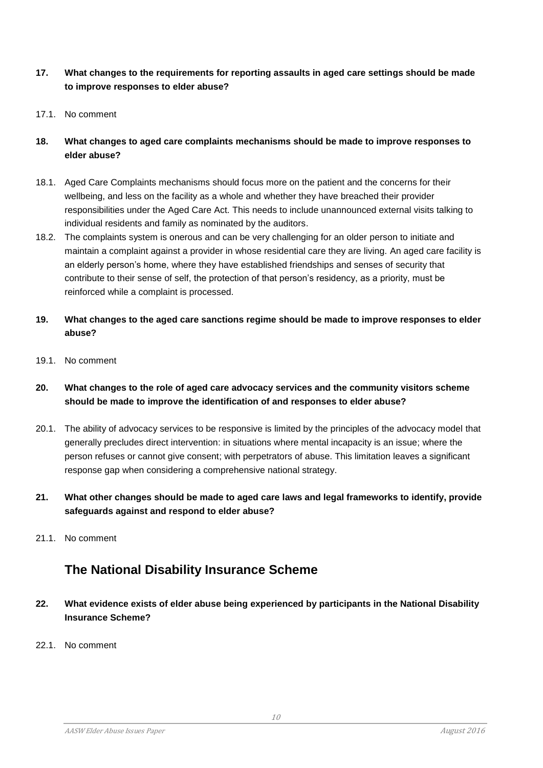**17. What changes to the requirements for reporting assaults in aged care settings should be made to improve responses to elder abuse?**

17.1. No comment

**18. What changes to aged care complaints mechanisms should be made to improve responses to elder abuse?**

18.1. Aged Care Complaints mechanisms should focus more on the patient and the concerns for their wellbeing, and less on the facility as a whole and whether they have breached their provider responsibilities under the Aged Care Act. This needs to include unannounced external visits talking to individual residents and family as nominated by the auditors.

18.2. The complaints system is onerous and can be very challenging for an older person to initiate and maintain a complaint against a provider in whose residential care they are living. An aged care facility is an elderly person's home, where they have established friendships and senses of security that contribute to their sense of self, the protection of that person's residency, as a priority, must be reinforced while a complaint is processed.

**19. What changes to the aged care sanctions regime should be made to improve responses to elder abuse?**

19.1. No comment

**20. What changes to the role of aged care advocacy services and the community visitors scheme should be made to improve the identification of and responses to elder abuse?**

20.1. The ability of advocacy services to be responsive is limited by the principles of the advocacy model that generally precludes direct intervention: in situations where mental incapacity is an issue; where the person refuses or cannot give consent; with perpetrators of abuse. This limitation leaves a significant response gap when considering a comprehensive national strategy.

**21. What other changes should be made to aged care laws and legal frameworks to identify, provide safeguards against and respond to elder abuse?**

21.1. No comment

## The National Disability Insurance Scheme

**22. What evidence exists of elder abuse being experienced by participants in the National Disability Insurance Scheme?**

22.1. No comment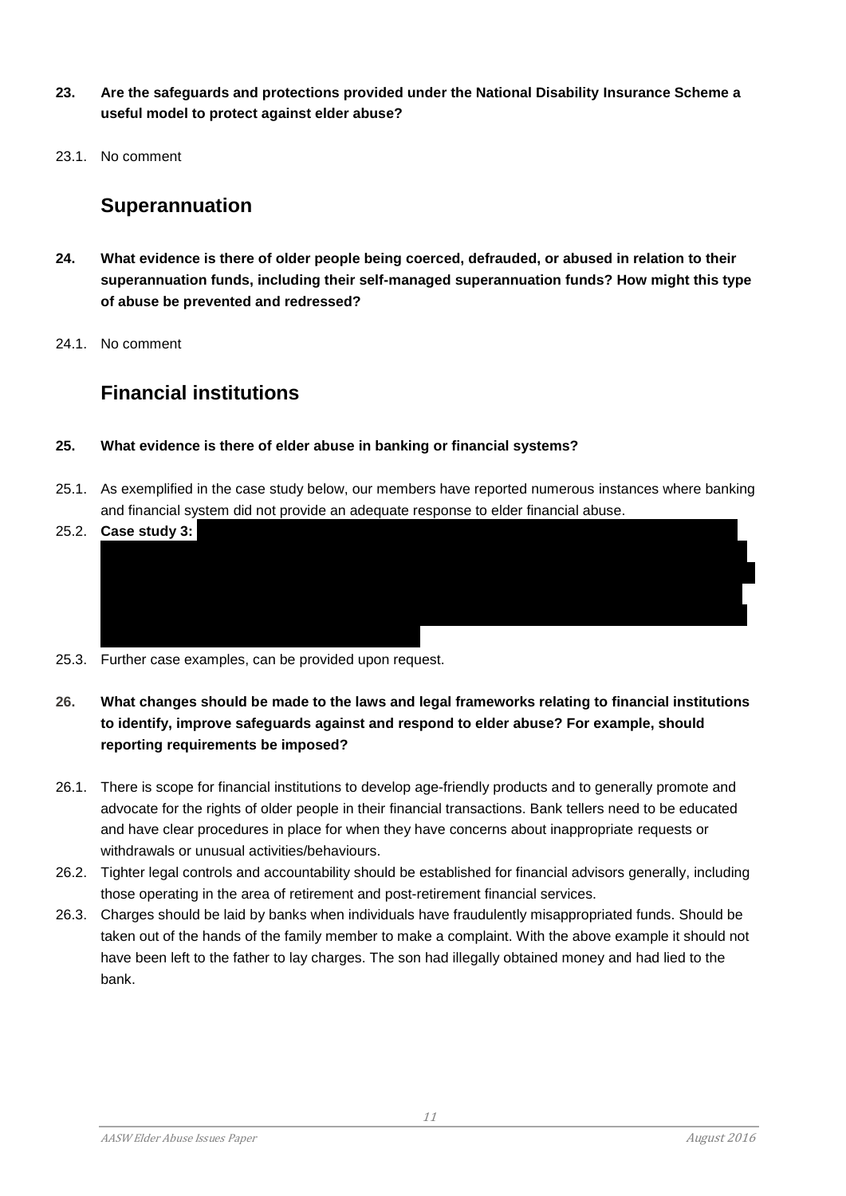**23. Are the safeguards and protections provided under the National Disability Insurance Scheme a useful model to protect against elder abuse?**

23.1. No comment

## Superannuation

**24. What evidence is there of older people being coerced, defrauded, or abused in relation to their superannuation funds, including their self-managed superannuation funds? How might this type of abuse be prevented and redressed?**

24.1. No comment

## Financial institutions

**25. What evidence is there of elder abuse in banking or financial systems?**

25.1. As exemplified in the case study below, our members have reported numerous instances where banking and financial system did not provide an adequate response to elder financial abuse.

25.2. **Case study 3:**

25.3. Further case examples, can be provided upon request.

**26. What changes should be made to the laws and legal frameworks relating to financial institutions to identify, improve safeguards against and respond to elder abuse? For example, should reporting requirements be imposed?**

26.1. There is scope for financial institutions to develop age-friendly products and to generally promote and advocate for the rights of older people in their financial transactions. Bank tellers need to be educated and have clear procedures in place for when they have concerns about inappropriate requests or withdrawals or unusual activities/behaviours.

26.2. Tighter legal controls and accountability should be established for financial advisors generally, including those operating in the area of retirement and post-retirement financial services.

26.3. Charges should be laid by banks when individuals have fraudulently misappropriated funds. Should be taken out of the hands of the family member to make a complaint. With the above example it should not have been left to the father to lay charges. The son had illegally obtained money and had lied to the bank.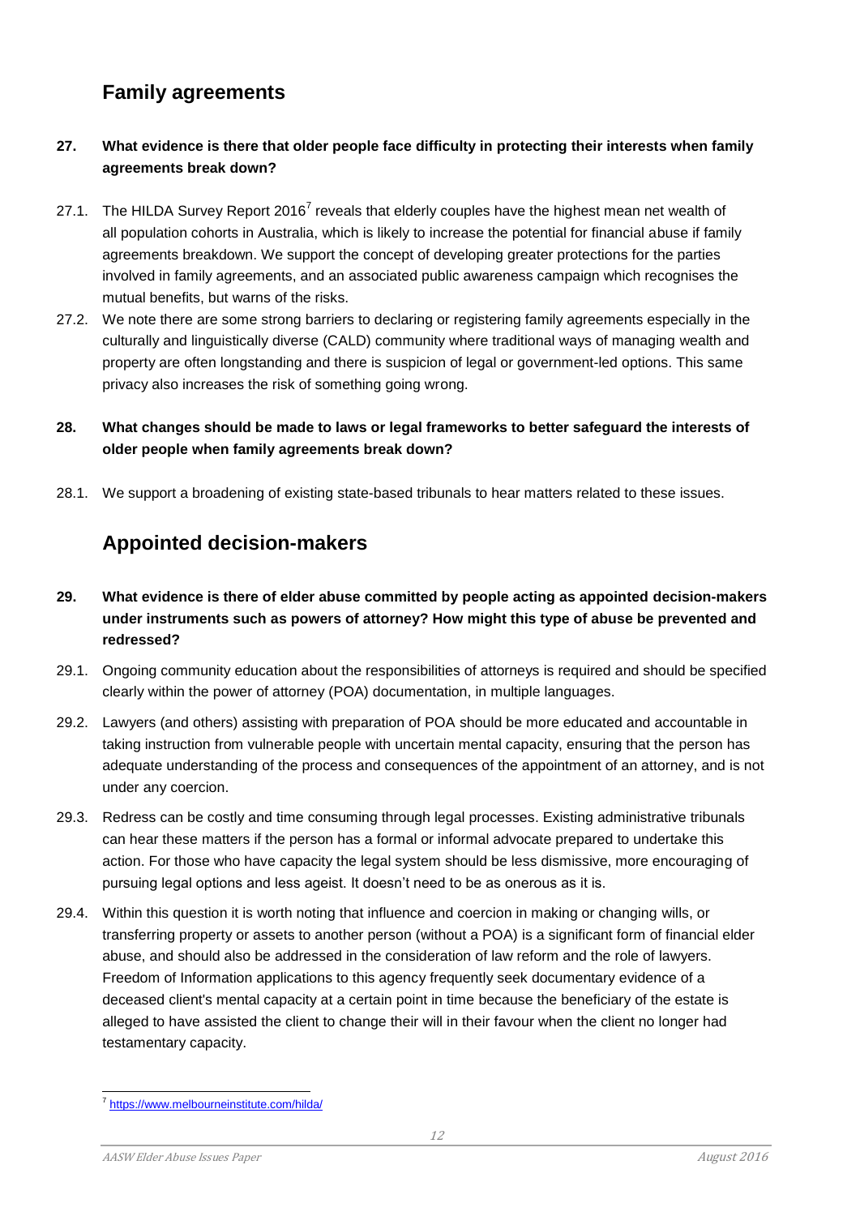## Family agreements

**27. What evidence is there that older people face difficulty in protecting their interests when family agreements break down?**

27.1. The HILDA Survey Report 2016[7] reveals that elderly couples have the highest mean net wealth of all population cohorts in Australia, which is likely to increase the potential for financial abuse if family agreements breakdown. We support the concept of developing greater protections for the parties involved in family agreements, and an associated public awareness campaign which recognises the mutual benefits, but warns of the risks.

27.2. We note there are some strong barriers to declaring or registering family agreements especially in the culturally and linguistically diverse (CALD) community where traditional ways of managing wealth and property are often longstanding and there is suspicion of legal or government-led options. This same privacy also increases the risk of something going wrong.

**28. What changes should be made to laws or legal frameworks to better safeguard the interests of older people when family agreements break down?**

28.1. We support a broadening of existing state-based tribunals to hear matters related to these issues.

## Appointed decision-makers

**29. What evidence is there of elder abuse committed by people acting as appointed decision-makers under instruments such as powers of attorney? How might this type of abuse be prevented and redressed?**

29.1. Ongoing community education about the responsibilities of attorneys is required and should be specified clearly within the power of attorney (POA) documentation, in multiple languages.

29.2. Lawyers (and others) assisting with preparation of POA should be more educated and accountable in taking instruction from vulnerable people with uncertain mental capacity, ensuring that the person has adequate understanding of the process and consequences of the appointment of an attorney, and is not under any coercion.

29.3. Redress can be costly and time consuming through legal processes. Existing administrative tribunals can hear these matters if the person has a formal or informal advocate prepared to undertake this action. For those who have capacity the legal system should be less dismissive, more encouraging of pursuing legal options and less ageist. It doesn't need to be as onerous as it is.

29.4. Within this question it is worth noting that influence and coercion in making or changing wills, or transferring property or assets to another person (without a POA) is a significant form of financial elder abuse, and should also be addressed in the consideration of law reform and the role of lawyers. Freedom of Information applications to this agency frequently seek documentary evidence of a deceased client's mental capacity at a certain point in time because the beneficiary of the estate is alleged to have assisted the client to change their will in their favour when the client no longer had testamentary capacity.

---

[7] https://www.melbourneinstitute.com/hilda/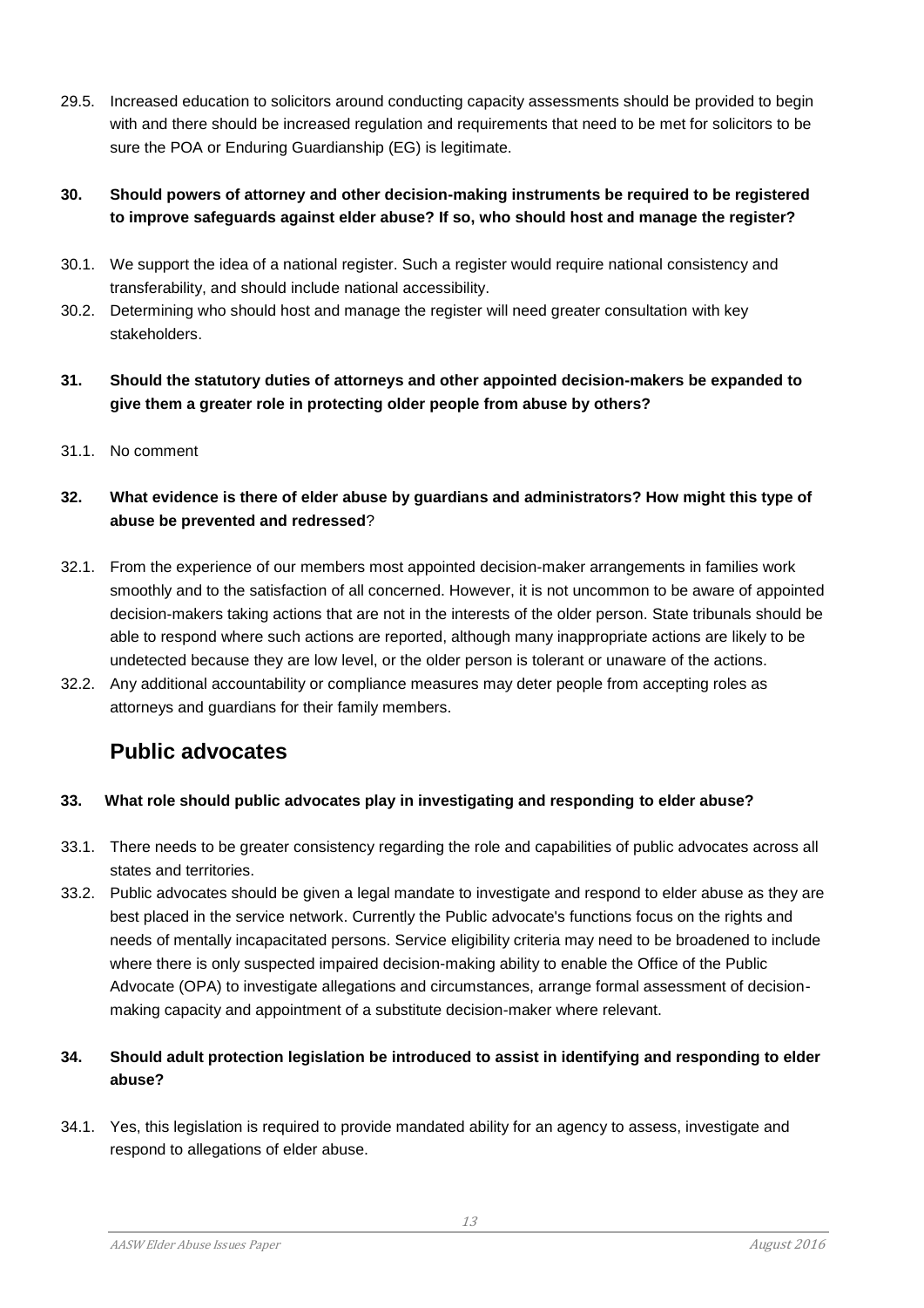29.5. Increased education to solicitors around conducting capacity assessments should be provided to begin with and there should be increased regulation and requirements that need to be met for solicitors to be sure the POA or Enduring Guardianship (EG) is legitimate.

**30. Should powers of attorney and other decision-making instruments be required to be registered to improve safeguards against elder abuse? If so, who should host and manage the register?**

30.1. We support the idea of a national register. Such a register would require national consistency and transferability, and should include national accessibility.

30.2. Determining who should host and manage the register will need greater consultation with key stakeholders.

**31. Should the statutory duties of attorneys and other appointed decision-makers be expanded to give them a greater role in protecting older people from abuse by others?**

31.1. No comment

**32. What evidence is there of elder abuse by guardians and administrators? How might this type of abuse be prevented and redressed**?

32.1. From the experience of our members most appointed decision-maker arrangements in families work smoothly and to the satisfaction of all concerned. However, it is not uncommon to be aware of appointed decision-makers taking actions that are not in the interests of the older person. State tribunals should be able to respond where such actions are reported, although many inappropriate actions are likely to be undetected because they are low level, or the older person is tolerant or unaware of the actions.

32.2. Any additional accountability or compliance measures may deter people from accepting roles as attorneys and guardians for their family members.

## Public advocates

**33. What role should public advocates play in investigating and responding to elder abuse?**

33.1. There needs to be greater consistency regarding the role and capabilities of public advocates across all states and territories.

33.2. Public advocates should be given a legal mandate to investigate and respond to elder abuse as they are best placed in the service network. Currently the Public advocate's functions focus on the rights and needs of mentally incapacitated persons. Service eligibility criteria may need to be broadened to include where there is only suspected impaired decision-making ability to enable the Office of the Public Advocate (OPA) to investigate allegations and circumstances, arrange formal assessment of decision-making capacity and appointment of a substitute decision-maker where relevant.

**34. Should adult protection legislation be introduced to assist in identifying and responding to elder abuse?**

34.1. Yes, this legislation is required to provide mandated ability for an agency to assess, investigate and respond to allegations of elder abuse.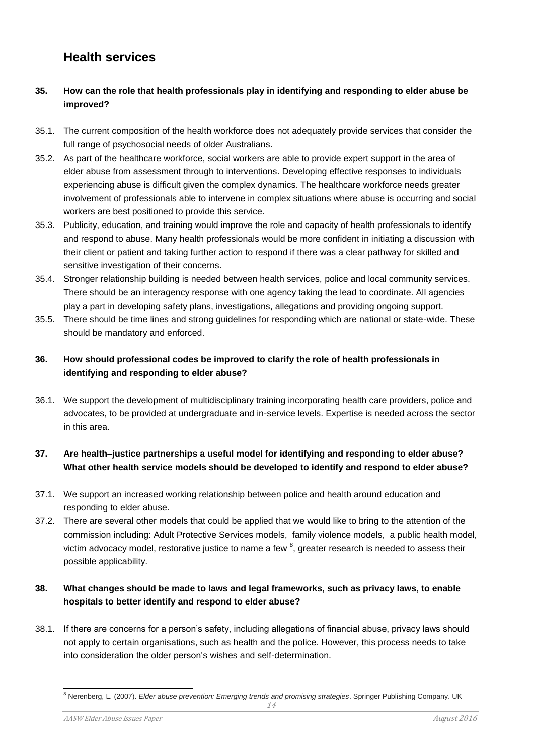## Health services

**35. How can the role that health professionals play in identifying and responding to elder abuse be improved?**

35.1. The current composition of the health workforce does not adequately provide services that consider the full range of psychosocial needs of older Australians.

35.2. As part of the healthcare workforce, social workers are able to provide expert support in the area of elder abuse from assessment through to interventions. Developing effective responses to individuals experiencing abuse is difficult given the complex dynamics. The healthcare workforce needs greater involvement of professionals able to intervene in complex situations where abuse is occurring and social workers are best positioned to provide this service.

35.3. Publicity, education, and training would improve the role and capacity of health professionals to identify and respond to abuse. Many health professionals would be more confident in initiating a discussion with their client or patient and taking further action to respond if there was a clear pathway for skilled and sensitive investigation of their concerns.

35.4. Stronger relationship building is needed between health services, police and local community services. There should be an interagency response with one agency taking the lead to coordinate. All agencies play a part in developing safety plans, investigations, allegations and providing ongoing support.

35.5. There should be time lines and strong guidelines for responding which are national or state-wide. These should be mandatory and enforced.

**36. How should professional codes be improved to clarify the role of health professionals in identifying and responding to elder abuse?**

36.1. We support the development of multidisciplinary training incorporating health care providers, police and advocates, to be provided at undergraduate and in-service levels. Expertise is needed across the sector in this area.

**37. Are health–justice partnerships a useful model for identifying and responding to elder abuse? What other health service models should be developed to identify and respond to elder abuse?**

37.1. We support an increased working relationship between police and health around education and responding to elder abuse.

37.2. There are several other models that could be applied that we would like to bring to the attention of the commission including: Adult Protective Services models, family violence models, a public health model, victim advocacy model, restorative justice to name a few [8], greater research is needed to assess their possible applicability.

**38. What changes should be made to laws and legal frameworks, such as privacy laws, to enable hospitals to better identify and respond to elder abuse?**

38.1. If there are concerns for a person's safety, including allegations of financial abuse, privacy laws should not apply to certain organisations, such as health and the police. However, this process needs to take into consideration the older person's wishes and self-determination.

---

[8] Nerenberg, L. (2007). *Elder abuse prevention: Emerging trends and promising strategies*. Springer Publishing Company. UK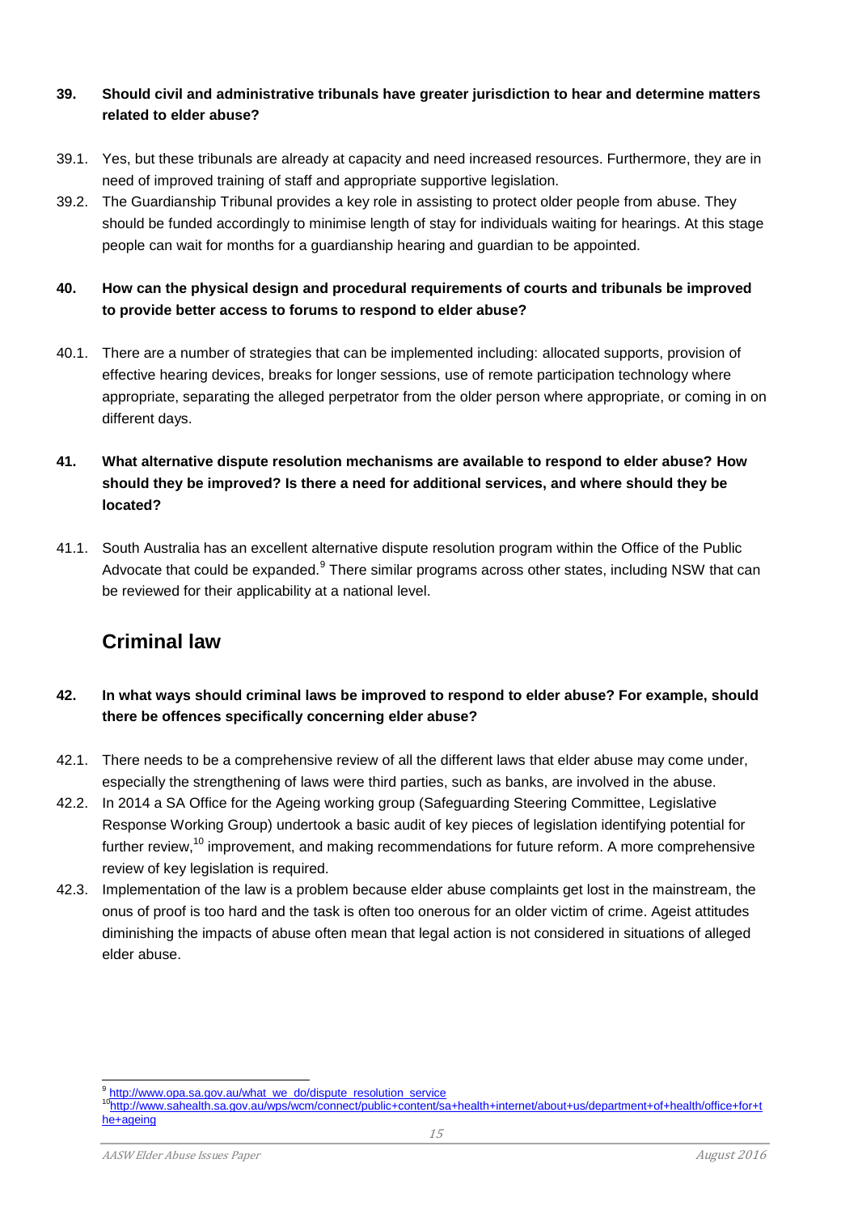**39. Should civil and administrative tribunals have greater jurisdiction to hear and determine matters related to elder abuse?**

39.1. Yes, but these tribunals are already at capacity and need increased resources. Furthermore, they are in need of improved training of staff and appropriate supportive legislation.

39.2. The Guardianship Tribunal provides a key role in assisting to protect older people from abuse. They should be funded accordingly to minimise length of stay for individuals waiting for hearings. At this stage people can wait for months for a guardianship hearing and guardian to be appointed.

**40. How can the physical design and procedural requirements of courts and tribunals be improved to provide better access to forums to respond to elder abuse?**

40.1. There are a number of strategies that can be implemented including: allocated supports, provision of effective hearing devices, breaks for longer sessions, use of remote participation technology where appropriate, separating the alleged perpetrator from the older person where appropriate, or coming in on different days.

**41. What alternative dispute resolution mechanisms are available to respond to elder abuse? How should they be improved? Is there a need for additional services, and where should they be located?**

41.1. South Australia has an excellent alternative dispute resolution program within the Office of the Public Advocate that could be expanded.[9] There similar programs across other states, including NSW that can be reviewed for their applicability at a national level.

## Criminal law

**42. In what ways should criminal laws be improved to respond to elder abuse? For example, should there be offences specifically concerning elder abuse?**

42.1. There needs to be a comprehensive review of all the different laws that elder abuse may come under, especially the strengthening of laws were third parties, such as banks, are involved in the abuse.

42.2. In 2014 a SA Office for the Ageing working group (Safeguarding Steering Committee, Legislative Response Working Group) undertook a basic audit of key pieces of legislation identifying potential for further review,[10] improvement, and making recommendations for future reform. A more comprehensive review of key legislation is required.

42.3. Implementation of the law is a problem because elder abuse complaints get lost in the mainstream, the onus of proof is too hard and the task is often too onerous for an older victim of crime. Ageist attitudes diminishing the impacts of abuse often mean that legal action is not considered in situations of alleged elder abuse.

---

[9] http://www.opa.sa.gov.au/what_we_do/dispute_resolution_service

[10] http://www.sahealth.sa.gov.au/wps/wcm/connect/public+content/sa+health+internet/about+us/department+of+health/office+for+the+ageing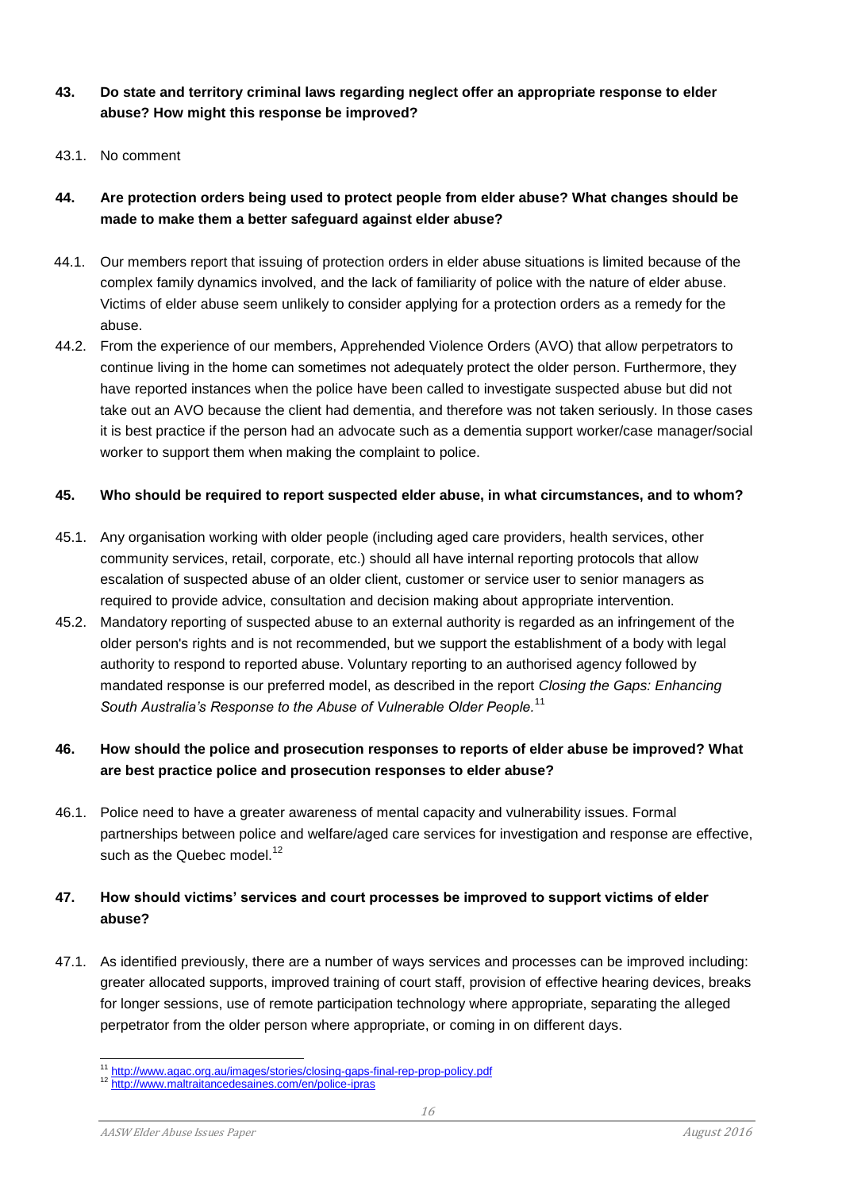**43. Do state and territory criminal laws regarding neglect offer an appropriate response to elder abuse? How might this response be improved?**

43.1. No comment

**44. Are protection orders being used to protect people from elder abuse? What changes should be made to make them a better safeguard against elder abuse?**

44.1. Our members report that issuing of protection orders in elder abuse situations is limited because of the complex family dynamics involved, and the lack of familiarity of police with the nature of elder abuse. Victims of elder abuse seem unlikely to consider applying for a protection orders as a remedy for the abuse.

44.2. From the experience of our members, Apprehended Violence Orders (AVO) that allow perpetrators to continue living in the home can sometimes not adequately protect the older person. Furthermore, they have reported instances when the police have been called to investigate suspected abuse but did not take out an AVO because the client had dementia, and therefore was not taken seriously. In those cases it is best practice if the person had an advocate such as a dementia support worker/case manager/social worker to support them when making the complaint to police.

**45. Who should be required to report suspected elder abuse, in what circumstances, and to whom?**

45.1. Any organisation working with older people (including aged care providers, health services, other community services, retail, corporate, etc.) should all have internal reporting protocols that allow escalation of suspected abuse of an older client, customer or service user to senior managers as required to provide advice, consultation and decision making about appropriate intervention.

45.2. Mandatory reporting of suspected abuse to an external authority is regarded as an infringement of the older person's rights and is not recommended, but we support the establishment of a body with legal authority to respond to reported abuse. Voluntary reporting to an authorised agency followed by mandated response is our preferred model, as described in the report *Closing the Gaps: Enhancing South Australia's Response to the Abuse of Vulnerable Older People.*[11]

**46. How should the police and prosecution responses to reports of elder abuse be improved? What are best practice police and prosecution responses to elder abuse?**

46.1. Police need to have a greater awareness of mental capacity and vulnerability issues. Formal partnerships between police and welfare/aged care services for investigation and response are effective, such as the Quebec model.[12]

**47. How should victims' services and court processes be improved to support victims of elder abuse?**

47.1. As identified previously, there are a number of ways services and processes can be improved including: greater allocated supports, improved training of court staff, provision of effective hearing devices, breaks for longer sessions, use of remote participation technology where appropriate, separating the alleged perpetrator from the older person where appropriate, or coming in on different days.

---

[11] http://www.agac.org.au/images/stories/closing-gaps-final-rep-prop-policy.pdf

[12] http://www.maltraitancedesaines.com/en/police-ipras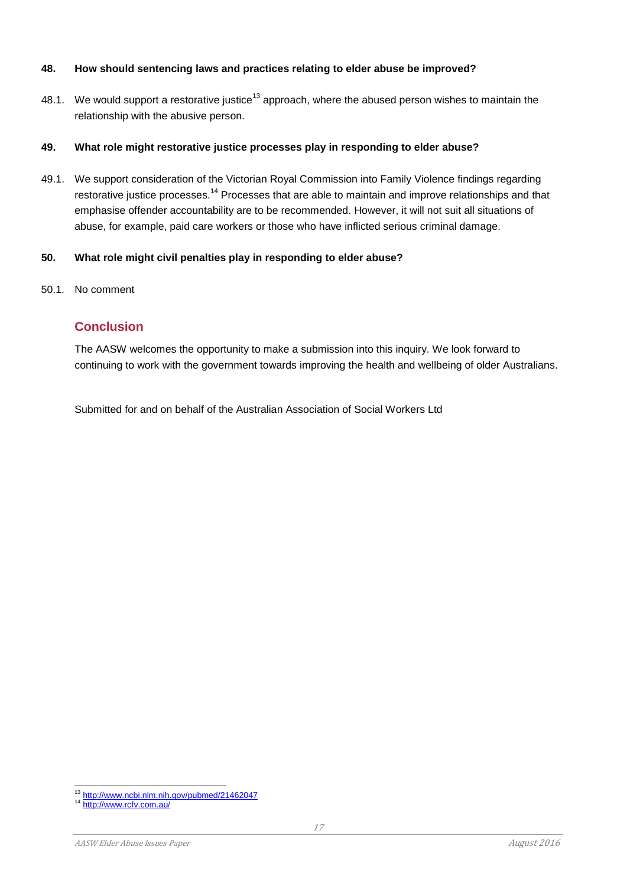**48. How should sentencing laws and practices relating to elder abuse be improved?**

48.1. We would support a restorative justice[13] approach, where the abused person wishes to maintain the relationship with the abusive person.

**49. What role might restorative justice processes play in responding to elder abuse?**

49.1. We support consideration of the Victorian Royal Commission into Family Violence findings regarding restorative justice processes.[14] Processes that are able to maintain and improve relationships and that emphasise offender accountability are to be recommended. However, it will not suit all situations of abuse, for example, paid care workers or those who have inflicted serious criminal damage.

**50. What role might civil penalties play in responding to elder abuse?**

50.1. No comment

## Conclusion

The AASW welcomes the opportunity to make a submission into this inquiry. We look forward to continuing to work with the government towards improving the health and wellbeing of older Australians.

Submitted for and on behalf of the Australian Association of Social Workers Ltd

---

[13] http://www.ncbi.nlm.nih.gov/pubmed/21462047

[14] http://www.rcfv.com.au/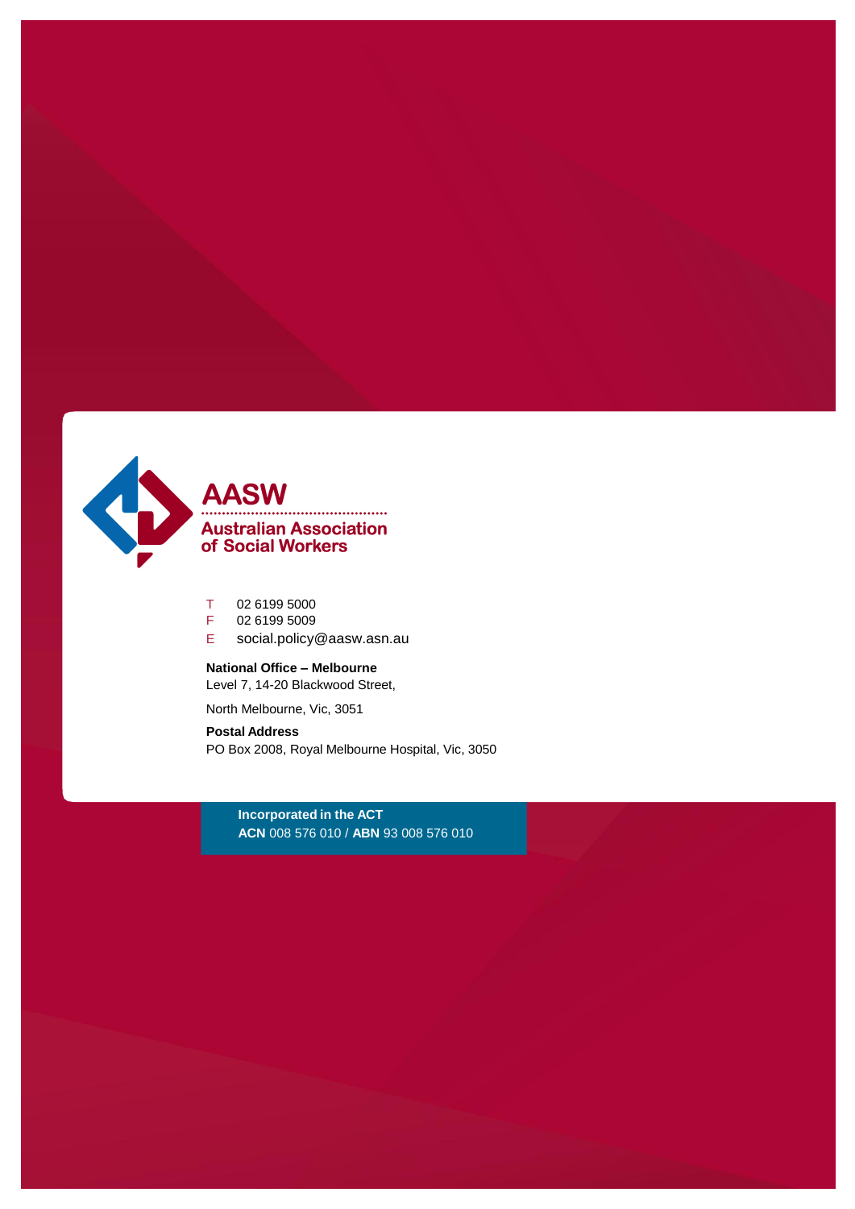**AASW**

**Australian Association of Social Workers**

T 02 6199 5000
F 02 6199 5009
E social.policy@aasw.asn.au

**National Office – Melbourne**
Level 7, 14-20 Blackwood Street,

North Melbourne, Vic, 3051

**Postal Address**
PO Box 2008, Royal Melbourne Hospital, Vic, 3050

**Incorporated in the ACT**
**ACN** 008 576 010 / **ABN** 93 008 576 010